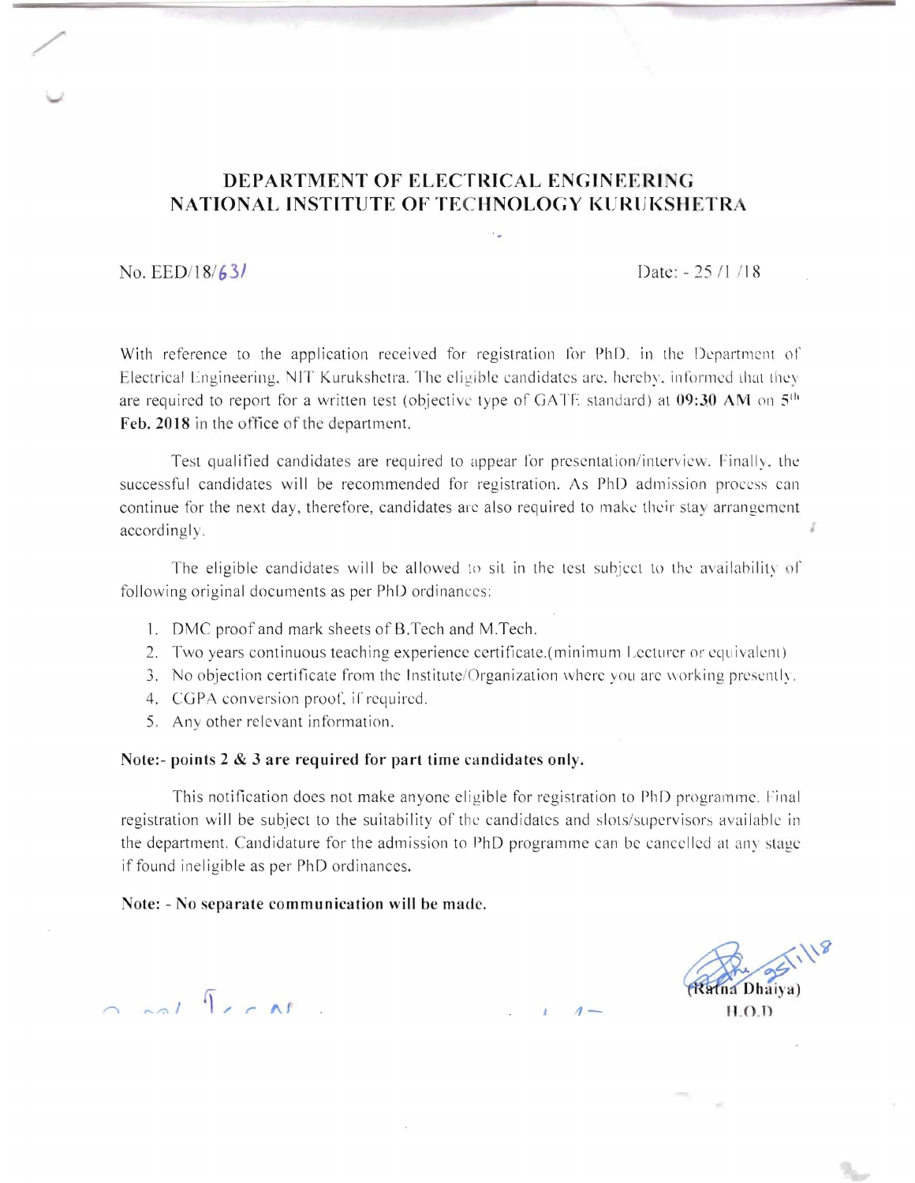# DEPARTMENT OF ELECTRICAL ENGINEERING
# NATIONAL INSTITUTE OF TECHNOLOGY KURUKSHETRA

No. EED/18/631 Date: - 25 /1 /18

With reference to the application received for registration for PhD. in the Department of Electrical Engineering, NIT Kurukshetra. The eligible candidates are, hereby, informed that they are required to report for a written test (objective type of GATE standard) at **09:30 AM** on **5th Feb. 2018** in the office of the department.

Test qualified candidates are required to appear for presentation/interview. Finally, the successful candidates will be recommended for registration. As PhD admission process can continue for the next day, therefore, candidates are also required to make their stay arrangement accordingly.

The eligible candidates will be allowed to sit in the test subject to the availability of following original documents as per PhD ordinances:

1. DMC proof and mark sheets of B.Tech and M.Tech.
2. Two years continuous teaching experience certificate.(minimum Lecturer or equivalent)
3. No objection certificate from the Institute/Organization where you are working presently.
4. CGPA conversion proof, if required.
5. Any other relevant information.

**Note:- points 2 & 3 are required for part time candidates only.**

This notification does not make anyone eligible for registration to PhD programme. Final registration will be subject to the suitability of the candidates and slots/supervisors available in the department. Candidature for the admission to PhD programme can be cancelled at any stage if found ineligible as per PhD ordinances.

**Note: - No separate communication will be made.**

25/1/18

(Ratna Dhaiya)
H.O.D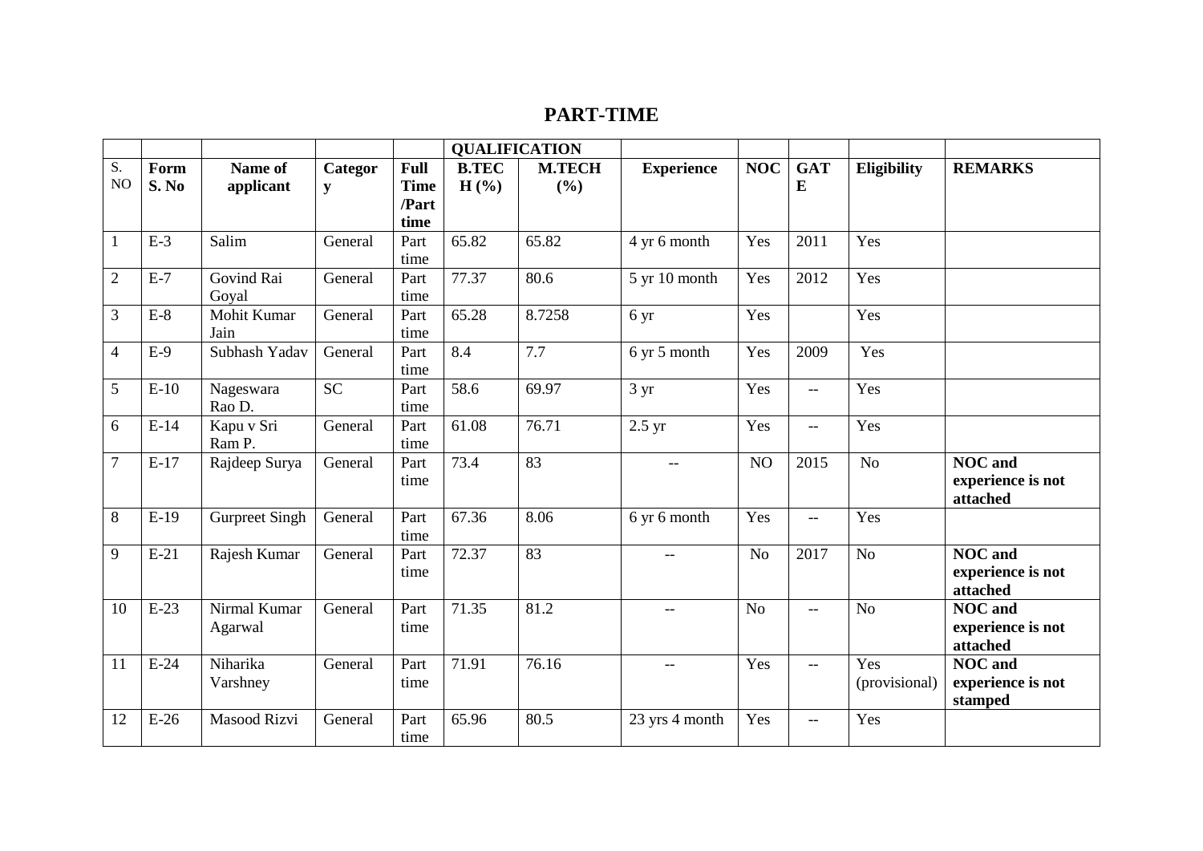## PART-TIME

| | | | | | QUALIFICATION | | | | | | |
|---|---|---|---|---|---|---|---|---|---|---|---|
| S. NO | Form S. No | Name of applicant | Category | Full Time /Part time | B.TECH (%) | M.TECH (%) | Experience | NOC | GATE | Eligibility | REMARKS |
| 1 | E-3 | Salim | General | Part time | 65.82 | 65.82 | 4 yr 6 month | Yes | 2011 | Yes | |
| 2 | E-7 | Govind Rai Goyal | General | Part time | 77.37 | 80.6 | 5 yr 10 month | Yes | 2012 | Yes | |
| 3 | E-8 | Mohit Kumar Jain | General | Part time | 65.28 | 8.7258 | 6 yr | Yes | | Yes | |
| 4 | E-9 | Subhash Yadav | General | Part time | 8.4 | 7.7 | 6 yr 5 month | Yes | 2009 | Yes | |
| 5 | E-10 | Nageswara Rao D. | SC | Part time | 58.6 | 69.97 | 3 yr | Yes | -- | Yes | |
| 6 | E-14 | Kapu v Sri Ram P. | General | Part time | 61.08 | 76.71 | 2.5 yr | Yes | -- | Yes | |
| 7 | E-17 | Rajdeep Surya | General | Part time | 73.4 | 83 | -- | NO | 2015 | No | **NOC and experience is not attached** |
| 8 | E-19 | Gurpreet Singh | General | Part time | 67.36 | 8.06 | 6 yr 6 month | Yes | -- | Yes | |
| 9 | E-21 | Rajesh Kumar | General | Part time | 72.37 | 83 | -- | No | 2017 | No | **NOC and experience is not attached** |
| 10 | E-23 | Nirmal Kumar Agarwal | General | Part time | 71.35 | 81.2 | -- | No | -- | No | **NOC and experience is not attached** |
| 11 | E-24 | Niharika Varshney | General | Part time | 71.91 | 76.16 | -- | Yes | -- | Yes (provisional) | **NOC and experience is not stamped** |
| 12 | E-26 | Masood Rizvi | General | Part time | 65.96 | 80.5 | 23 yrs 4 month | Yes | -- | Yes | |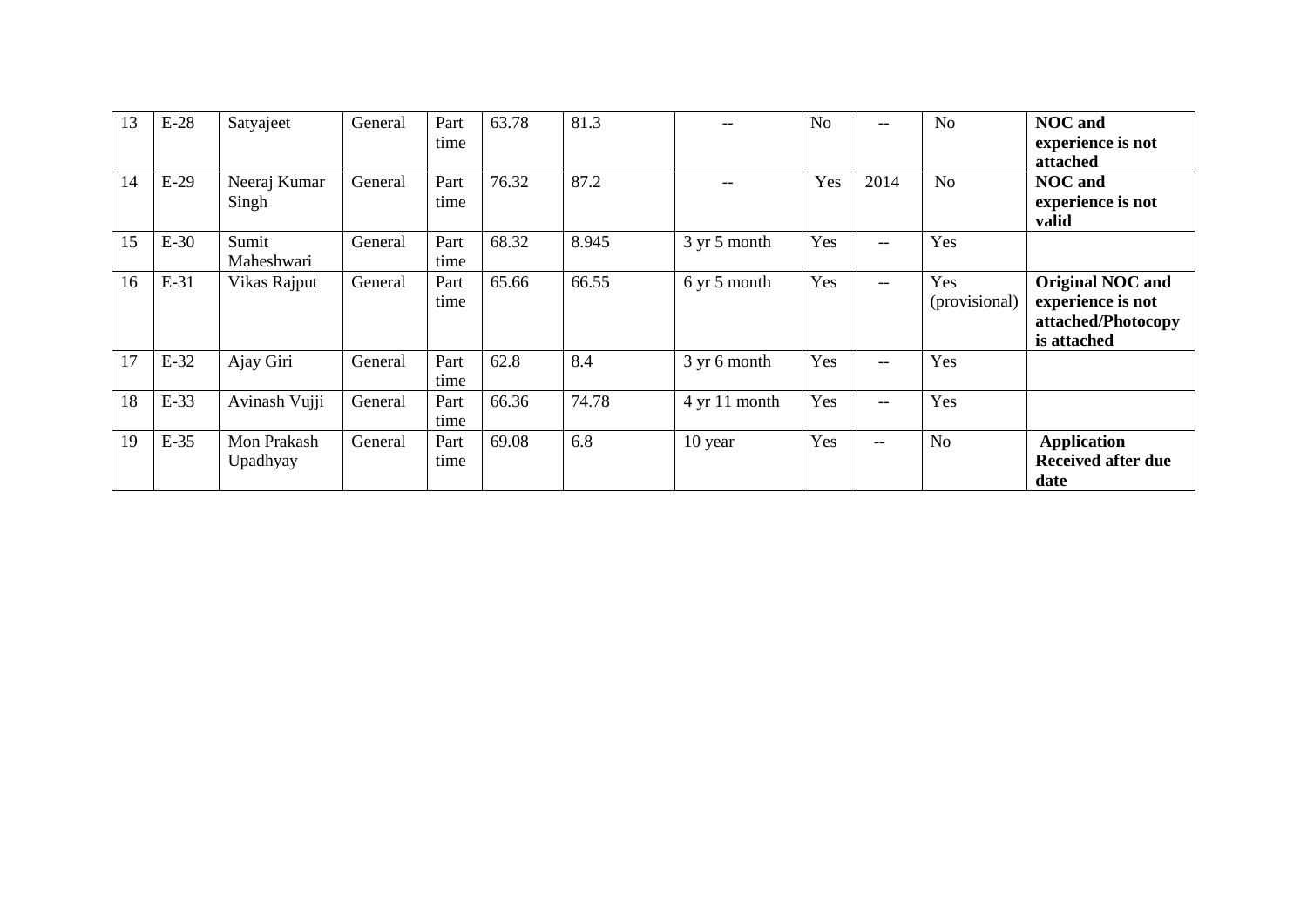| 13 | E-28 | Satyajeet | General | Part time | 63.78 | 81.3 | -- | No | -- | No | **NOC and experience is not attached** |
|---|---|---|---|---|---|---|---|---|---|---|---|
| 14 | E-29 | Neeraj Kumar Singh | General | Part time | 76.32 | 87.2 | -- | Yes | 2014 | No | **NOC and experience is not valid** |
| 15 | E-30 | Sumit Maheshwari | General | Part time | 68.32 | 8.945 | 3 yr 5 month | Yes | -- | Yes | |
| 16 | E-31 | Vikas Rajput | General | Part time | 65.66 | 66.55 | 6 yr 5 month | Yes | -- | Yes (provisional) | **Original NOC and experience is not attached/Photocopy is attached** |
| 17 | E-32 | Ajay Giri | General | Part time | 62.8 | 8.4 | 3 yr 6 month | Yes | -- | Yes | |
| 18 | E-33 | Avinash Vujji | General | Part time | 66.36 | 74.78 | 4 yr 11 month | Yes | -- | Yes | |
| 19 | E-35 | Mon Prakash Upadhyay | General | Part time | 69.08 | 6.8 | 10 year | Yes | -- | No | **Application Received after due date** |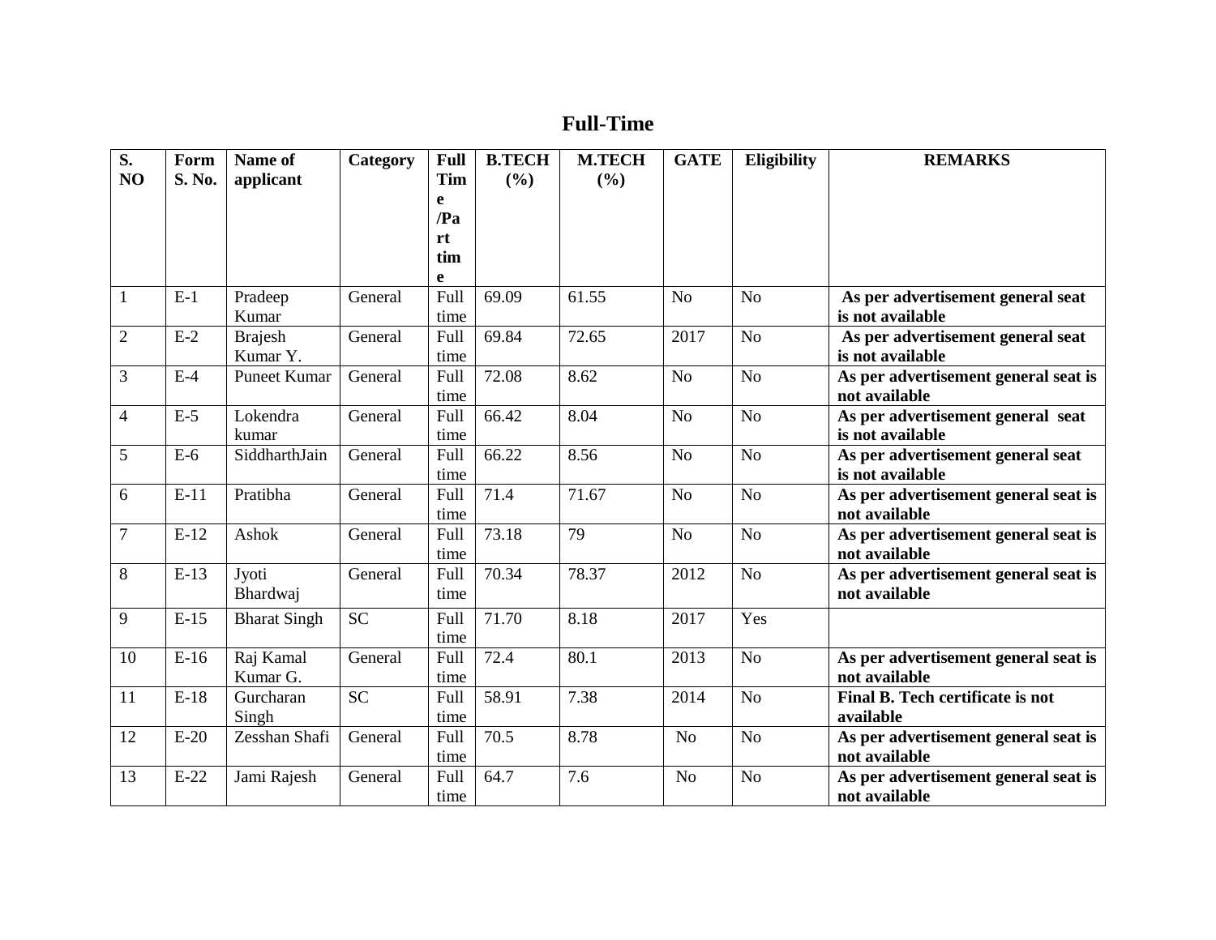# Full-Time

| S. NO | Form S. No. | Name of applicant | Category | Full Time /Part time | B.TECH (%) | M.TECH (%) | GATE | Eligibility | REMARKS |
|---|---|---|---|---|---|---|---|---|---|
| 1 | E-1 | Pradeep Kumar | General | Full time | 69.09 | 61.55 | No | No | **As per advertisement general seat is not available** |
| 2 | E-2 | Brajesh Kumar Y. | General | Full time | 69.84 | 72.65 | 2017 | No | **As per advertisement general seat is not available** |
| 3 | E-4 | Puneet Kumar | General | Full time | 72.08 | 8.62 | No | No | **As per advertisement general seat is not available** |
| 4 | E-5 | Lokendra kumar | General | Full time | 66.42 | 8.04 | No | No | **As per advertisement general seat is not available** |
| 5 | E-6 | SiddharthJain | General | Full time | 66.22 | 8.56 | No | No | **As per advertisement general seat is not available** |
| 6 | E-11 | Pratibha | General | Full time | 71.4 | 71.67 | No | No | **As per advertisement general seat is not available** |
| 7 | E-12 | Ashok | General | Full time | 73.18 | 79 | No | No | **As per advertisement general seat is not available** |
| 8 | E-13 | Jyoti Bhardwaj | General | Full time | 70.34 | 78.37 | 2012 | No | **As per advertisement general seat is not available** |
| 9 | E-15 | Bharat Singh | SC | Full time | 71.70 | 8.18 | 2017 | Yes | |
| 10 | E-16 | Raj Kamal Kumar G. | General | Full time | 72.4 | 80.1 | 2013 | No | **As per advertisement general seat is not available** |
| 11 | E-18 | Gurcharan Singh | SC | Full time | 58.91 | 7.38 | 2014 | No | **Final B. Tech certificate is not available** |
| 12 | E-20 | Zesshan Shafi | General | Full time | 70.5 | 8.78 | No | No | **As per advertisement general seat is not available** |
| 13 | E-22 | Jami Rajesh | General | Full time | 64.7 | 7.6 | No | No | **As per advertisement general seat is not available** |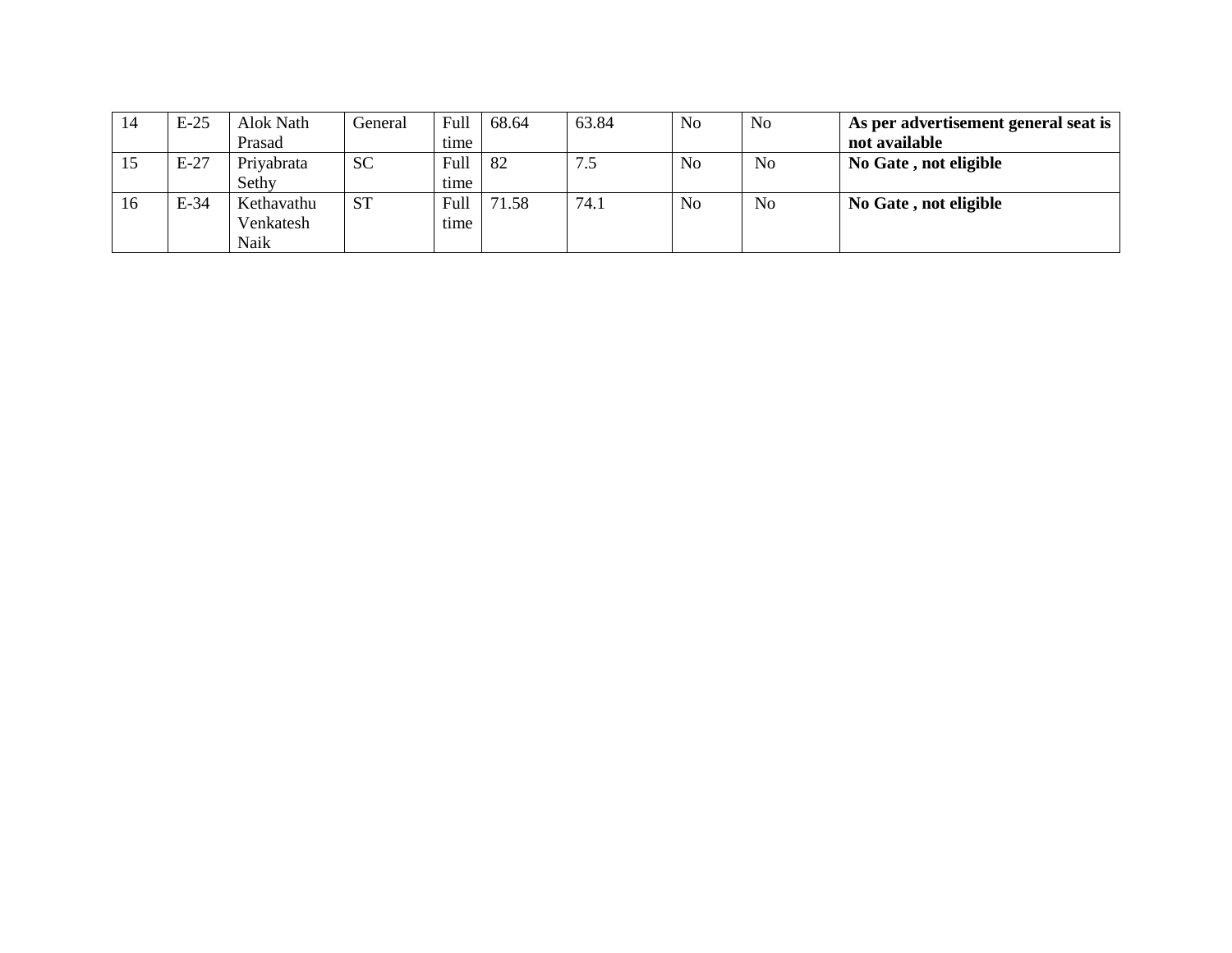| | | | | | | | | | |
|---|---|---|---|---|---|---|---|---|---|
| 14 | E-25 | Alok Nath Prasad | General | Full time | 68.64 | 63.84 | No | No | **As per advertisement general seat is not available** |
| 15 | E-27 | Priyabrata Sethy | SC | Full time | 82 | 7.5 | No | No | **No Gate , not eligible** |
| 16 | E-34 | Kethavathu Venkatesh Naik | ST | Full time | 71.58 | 74.1 | No | No | **No Gate , not eligible** |